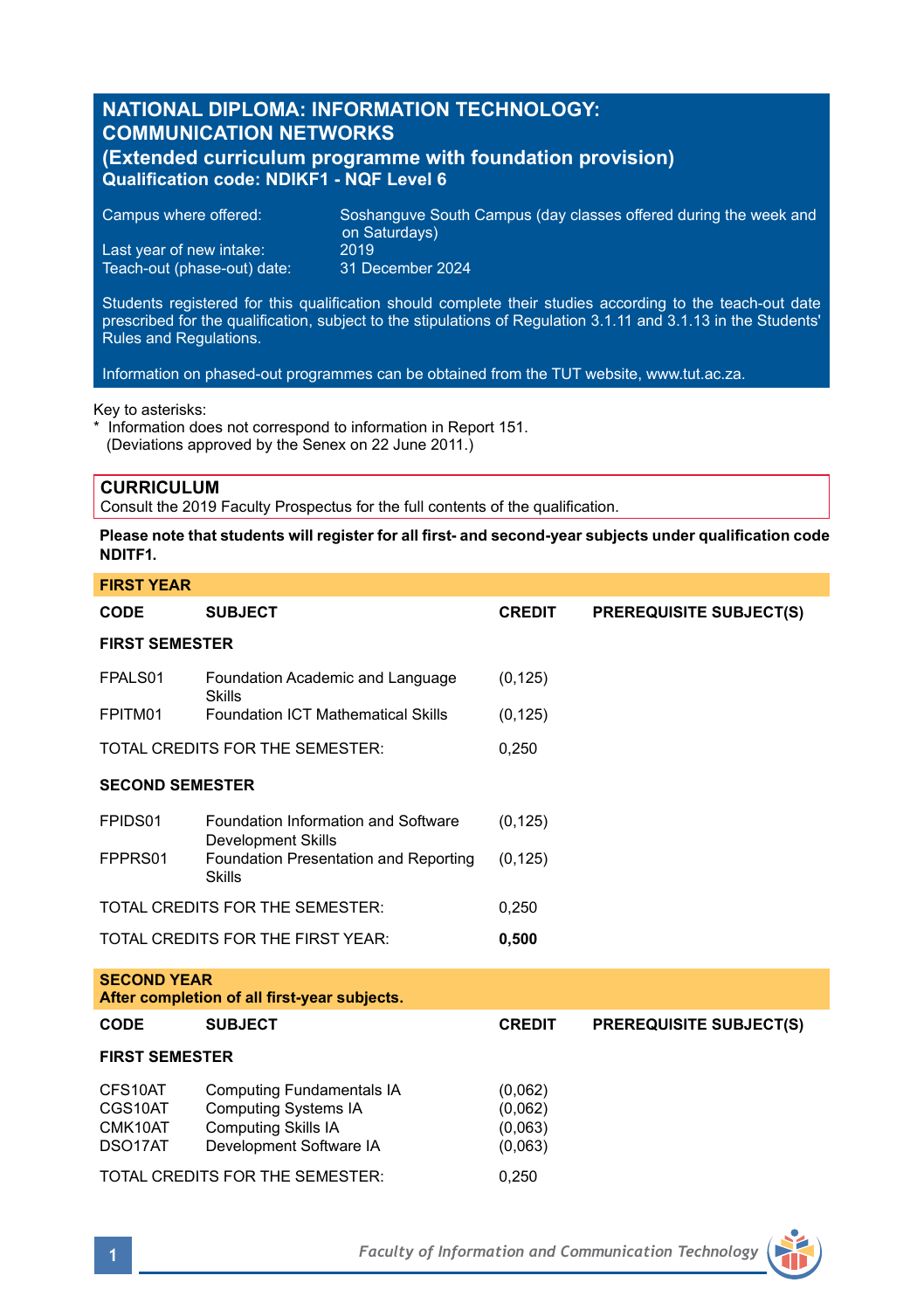# NATIONAL DIPLOMA: INFORMATION TECHNOLOGY: COMMUNICATION NETWORKS
## (Extended curriculum programme with foundation provision)
### Qualification code: NDIKF1 - NQF Level 6

Campus where offered: Soshanguve South Campus (day classes offered during the week and on Saturdays)
Last year of new intake: 2019
Teach-out (phase-out) date: 31 December 2024

Students registered for this qualification should complete their studies according to the teach-out date prescribed for the qualification, subject to the stipulations of Regulation 3.1.11 and 3.1.13 in the Students' Rules and Regulations.

Information on phased-out programmes can be obtained from the TUT website, www.tut.ac.za.

Key to asterisks:
\* Information does not correspond to information in Report 151.
(Deviations approved by the Senex on 22 June 2011.)

## CURRICULUM

Consult the 2019 Faculty Prospectus for the full contents of the qualification.

**Please note that students will register for all first- and second-year subjects under qualification code NDITF1.**

### FIRST YEAR

| CODE | SUBJECT | CREDIT | PREREQUISITE SUBJECT(S) |
|---|---|---|---|
| **FIRST SEMESTER** | | | |
| FPALS01 | Foundation Academic and Language Skills | (0,125) | |
| FPITM01 | Foundation ICT Mathematical Skills | (0,125) | |
| TOTAL CREDITS FOR THE SEMESTER: | | 0,250 | |
| **SECOND SEMESTER** | | | |
| FPIDS01 | Foundation Information and Software Development Skills | (0,125) | |
| FPPRS01 | Foundation Presentation and Reporting Skills | (0,125) | |
| TOTAL CREDITS FOR THE SEMESTER: | | 0,250 | |
| TOTAL CREDITS FOR THE FIRST YEAR: | | **0,500** | |

### SECOND YEAR
**After completion of all first-year subjects.**

| CODE | SUBJECT | CREDIT | PREREQUISITE SUBJECT(S) |
|---|---|---|---|
| **FIRST SEMESTER** | | | |
| CFS10AT | Computing Fundamentals IA | (0,062) | |
| CGS10AT | Computing Systems IA | (0,062) | |
| CMK10AT | Computing Skills IA | (0,063) | |
| DSO17AT | Development Software IA | (0,063) | |
| TOTAL CREDITS FOR THE SEMESTER: | | 0,250 | |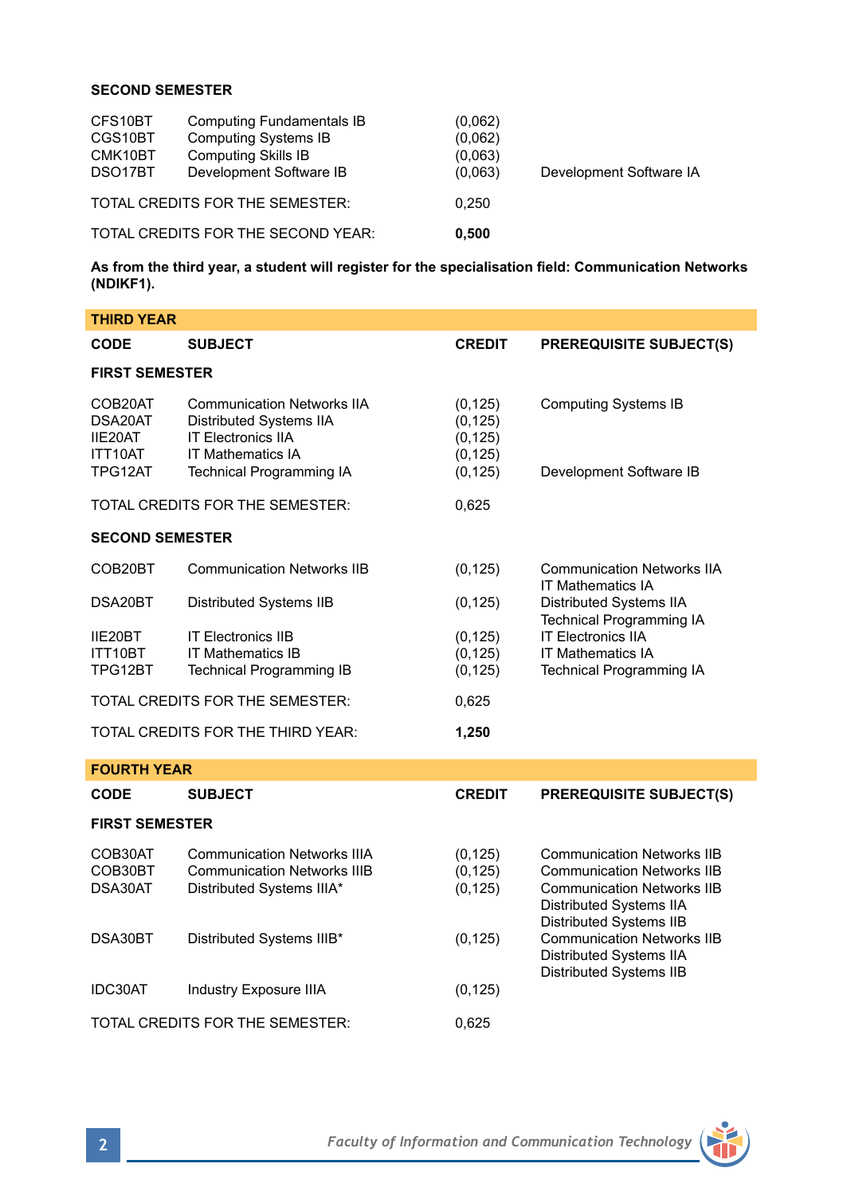**SECOND SEMESTER**

| | | | |
|---|---|---|---|
| CFS10BT | Computing Fundamentals IB | (0,062) | |
| CGS10BT | Computing Systems IB | (0,062) | |
| CMK10BT | Computing Skills IB | (0,063) | |
| DSO17BT | Development Software IB | (0,063) | Development Software IA |
| TOTAL CREDITS FOR THE SEMESTER: | | 0,250 | |
| TOTAL CREDITS FOR THE SECOND YEAR: | | **0,500** | |

**As from the third year, a student will register for the specialisation field: Communication Networks (NDIKF1).**

## THIRD YEAR

| CODE | SUBJECT | CREDIT | PREREQUISITE SUBJECT(S) |
|---|---|---|---|
| **FIRST SEMESTER** | | | |
| COB20AT | Communication Networks IIA | (0,125) | Computing Systems IB |
| DSA20AT | Distributed Systems IIA | (0,125) | |
| IIE20AT | IT Electronics IIA | (0,125) | |
| ITT10AT | IT Mathematics IA | (0,125) | |
| TPG12AT | Technical Programming IA | (0,125) | Development Software IB |
| TOTAL CREDITS FOR THE SEMESTER: | | 0,625 | |
| **SECOND SEMESTER** | | | |
| COB20BT | Communication Networks IIB | (0,125) | Communication Networks IIA<br>IT Mathematics IA |
| DSA20BT | Distributed Systems IIB | (0,125) | Distributed Systems IIA<br>Technical Programming IA |
| IIE20BT | IT Electronics IIB | (0,125) | IT Electronics IIA |
| ITT10BT | IT Mathematics IB | (0,125) | IT Mathematics IA |
| TPG12BT | Technical Programming IB | (0,125) | Technical Programming IA |
| TOTAL CREDITS FOR THE SEMESTER: | | 0,625 | |
| TOTAL CREDITS FOR THE THIRD YEAR: | | **1,250** | |

## FOURTH YEAR

| CODE | SUBJECT | CREDIT | PREREQUISITE SUBJECT(S) |
|---|---|---|---|
| **FIRST SEMESTER** | | | |
| COB30AT | Communication Networks IIIA | (0,125) | Communication Networks IIB |
| COB30BT | Communication Networks IIIB | (0,125) | Communication Networks IIB |
| DSA30AT | Distributed Systems IIIA* | (0,125) | Communication Networks IIB<br>Distributed Systems IIA<br>Distributed Systems IIB |
| DSA30BT | Distributed Systems IIIB* | (0,125) | Communication Networks IIB<br>Distributed Systems IIA<br>Distributed Systems IIB |
| IDC30AT | Industry Exposure IIIA | (0,125) | |
| TOTAL CREDITS FOR THE SEMESTER: | | 0,625 | |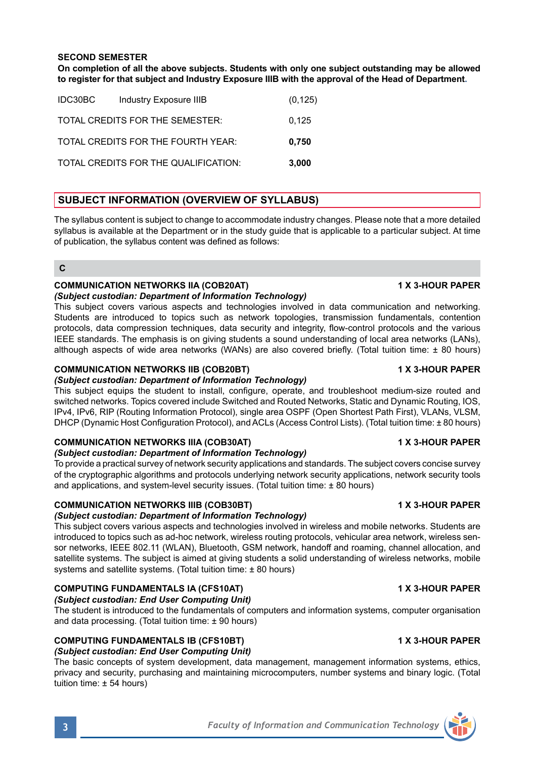**SECOND SEMESTER**

**On completion of all the above subjects. Students with only one subject outstanding may be allowed to register for that subject and Industry Exposure IIIB with the approval of the Head of Department.**

| | | |
|---|---|---|
| IDC30BC | Industry Exposure IIIB | (0,125) |
| TOTAL CREDITS FOR THE SEMESTER: | | 0,125 |
| TOTAL CREDITS FOR THE FOURTH YEAR: | | **0,750** |
| TOTAL CREDITS FOR THE QUALIFICATION: | | **3,000** |

## SUBJECT INFORMATION (OVERVIEW OF SYLLABUS)

The syllabus content is subject to change to accommodate industry changes. Please note that a more detailed syllabus is available at the Department or in the study guide that is applicable to a particular subject. At time of publication, the syllabus content was defined as follows:

### C

**COMMUNICATION NETWORKS IIA (COB20AT)** **1 X 3-HOUR PAPER**
***(Subject custodian: Department of Information Technology)***
This subject covers various aspects and technologies involved in data communication and networking. Students are introduced to topics such as network topologies, transmission fundamentals, contention protocols, data compression techniques, data security and integrity, flow-control protocols and the various IEEE standards. The emphasis is on giving students a sound understanding of local area networks (LANs), although aspects of wide area networks (WANs) are also covered briefly. (Total tuition time: ± 80 hours)

**COMMUNICATION NETWORKS IIB (COB20BT)** **1 X 3-HOUR PAPER**
***(Subject custodian: Department of Information Technology)***
This subject equips the student to install, configure, operate, and troubleshoot medium-size routed and switched networks. Topics covered include Switched and Routed Networks, Static and Dynamic Routing, IOS, IPv4, IPv6, RIP (Routing Information Protocol), single area OSPF (Open Shortest Path First), VLANs, VLSM, DHCP (Dynamic Host Configuration Protocol), and ACLs (Access Control Lists). (Total tuition time: ± 80 hours)

**COMMUNICATION NETWORKS IIIA (COB30AT)** **1 X 3-HOUR PAPER**
***(Subject custodian: Department of Information Technology)***
To provide a practical survey of network security applications and standards. The subject covers concise survey of the cryptographic algorithms and protocols underlying network security applications, network security tools and applications, and system-level security issues. (Total tuition time: ± 80 hours)

**COMMUNICATION NETWORKS IIIB (COB30BT)** **1 X 3-HOUR PAPER**
***(Subject custodian: Department of Information Technology)***
This subject covers various aspects and technologies involved in wireless and mobile networks. Students are introduced to topics such as ad-hoc network, wireless routing protocols, vehicular area network, wireless sensor networks, IEEE 802.11 (WLAN), Bluetooth, GSM network, handoff and roaming, channel allocation, and satellite systems. The subject is aimed at giving students a solid understanding of wireless networks, mobile systems and satellite systems. (Total tuition time: ± 80 hours)

**COMPUTING FUNDAMENTALS IA (CFS10AT)** **1 X 3-HOUR PAPER**
***(Subject custodian: End User Computing Unit)***
The student is introduced to the fundamentals of computers and information systems, computer organisation and data processing. (Total tuition time: ± 90 hours)

**COMPUTING FUNDAMENTALS IB (CFS10BT)** **1 X 3-HOUR PAPER**
***(Subject custodian: End User Computing Unit)***
The basic concepts of system development, data management, management information systems, ethics, privacy and security, purchasing and maintaining microcomputers, number systems and binary logic. (Total tuition time: ± 54 hours)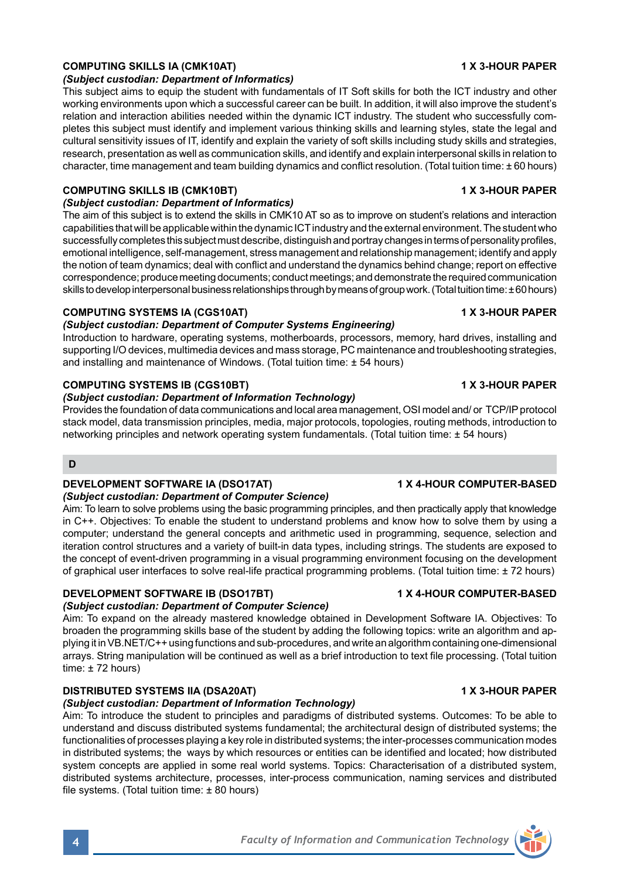### COMPUTING SKILLS IA (CMK10AT) — 1 X 3-HOUR PAPER

***(Subject custodian: Department of Informatics)***

This subject aims to equip the student with fundamentals of IT Soft skills for both the ICT industry and other working environments upon which a successful career can be built. In addition, it will also improve the student's relation and interaction abilities needed within the dynamic ICT industry. The student who successfully completes this subject must identify and implement various thinking skills and learning styles, state the legal and cultural sensitivity issues of IT, identify and explain the variety of soft skills including study skills and strategies, research, presentation as well as communication skills, and identify and explain interpersonal skills in relation to character, time management and team building dynamics and conflict resolution. (Total tuition time: ± 60 hours)

### COMPUTING SKILLS IB (CMK10BT) — 1 X 3-HOUR PAPER

***(Subject custodian: Department of Informatics)***

The aim of this subject is to extend the skills in CMK10 AT so as to improve on student's relations and interaction capabilities that will be applicable within the dynamic ICT industry and the external environment. The student who successfully completes this subject must describe, distinguish and portray changes in terms of personality profiles, emotional intelligence, self-management, stress management and relationship management; identify and apply the notion of team dynamics; deal with conflict and understand the dynamics behind change; report on effective correspondence; produce meeting documents; conduct meetings; and demonstrate the required communication skills to develop interpersonal business relationships through by means of group work. (Total tuition time: ± 60 hours)

### COMPUTING SYSTEMS IA (CGS10AT) — 1 X 3-HOUR PAPER

***(Subject custodian: Department of Computer Systems Engineering)***

Introduction to hardware, operating systems, motherboards, processors, memory, hard drives, installing and supporting I/O devices, multimedia devices and mass storage, PC maintenance and troubleshooting strategies, and installing and maintenance of Windows. (Total tuition time: ± 54 hours)

### COMPUTING SYSTEMS IB (CGS10BT) — 1 X 3-HOUR PAPER

***(Subject custodian: Department of Information Technology)***

Provides the foundation of data communications and local area management, OSI model and/ or TCP/IP protocol stack model, data transmission principles, media, major protocols, topologies, routing methods, introduction to networking principles and network operating system fundamentals. (Total tuition time: ± 54 hours)

## D

### DEVELOPMENT SOFTWARE IA (DSO17AT) — 1 X 4-HOUR COMPUTER-BASED

***(Subject custodian: Department of Computer Science)***

Aim: To learn to solve problems using the basic programming principles, and then practically apply that knowledge in C++. Objectives: To enable the student to understand problems and know how to solve them by using a computer; understand the general concepts and arithmetic used in programming, sequence, selection and iteration control structures and a variety of built-in data types, including strings. The students are exposed to the concept of event-driven programming in a visual programming environment focusing on the development of graphical user interfaces to solve real-life practical programming problems. (Total tuition time: ± 72 hours)

### DEVELOPMENT SOFTWARE IB (DSO17BT) — 1 X 4-HOUR COMPUTER-BASED

***(Subject custodian: Department of Computer Science)***

Aim: To expand on the already mastered knowledge obtained in Development Software IA. Objectives: To broaden the programming skills base of the student by adding the following topics: write an algorithm and applying it in VB.NET/C++ using functions and sub-procedures, and write an algorithm containing one-dimensional arrays. String manipulation will be continued as well as a brief introduction to text file processing. (Total tuition time: ± 72 hours)

### DISTRIBUTED SYSTEMS IIA (DSA20AT) — 1 X 3-HOUR PAPER

***(Subject custodian: Department of Information Technology)***

Aim: To introduce the student to principles and paradigms of distributed systems. Outcomes: To be able to understand and discuss distributed systems fundamental; the architectural design of distributed systems; the functionalities of processes playing a key role in distributed systems; the inter-processes communication modes in distributed systems; the ways by which resources or entities can be identified and located; how distributed system concepts are applied in some real world systems. Topics: Characterisation of a distributed system, distributed systems architecture, processes, inter-process communication, naming services and distributed file systems. (Total tuition time: ± 80 hours)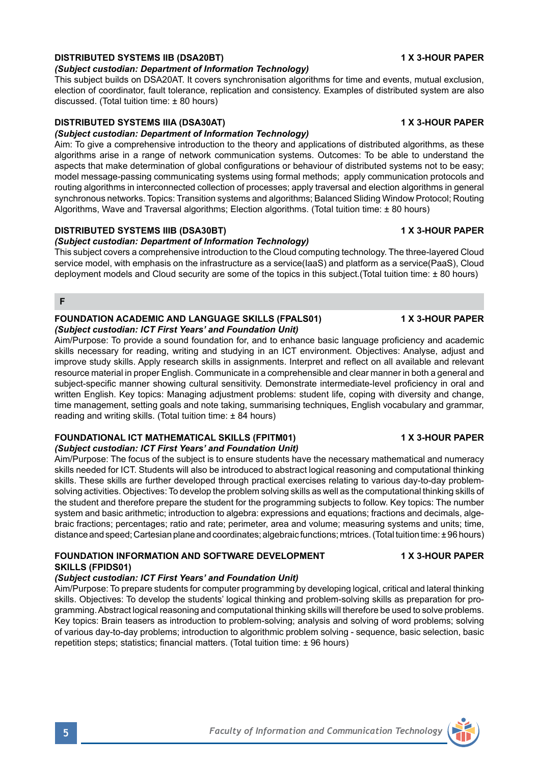### DISTRIBUTED SYSTEMS IIB (DSA20BT) 1 X 3-HOUR PAPER

***(Subject custodian: Department of Information Technology)***

This subject builds on DSA20AT. It covers synchronisation algorithms for time and events, mutual exclusion, election of coordinator, fault tolerance, replication and consistency. Examples of distributed system are also discussed. (Total tuition time: ± 80 hours)

### DISTRIBUTED SYSTEMS IIIA (DSA30AT) 1 X 3-HOUR PAPER

***(Subject custodian: Department of Information Technology)***

Aim: To give a comprehensive introduction to the theory and applications of distributed algorithms, as these algorithms arise in a range of network communication systems. Outcomes: To be able to understand the aspects that make determination of global configurations or behaviour of distributed systems not to be easy; model message-passing communicating systems using formal methods; apply communication protocols and routing algorithms in interconnected collection of processes; apply traversal and election algorithms in general synchronous networks. Topics: Transition systems and algorithms; Balanced Sliding Window Protocol; Routing Algorithms, Wave and Traversal algorithms; Election algorithms. (Total tuition time: ± 80 hours)

### DISTRIBUTED SYSTEMS IIIB (DSA30BT) 1 X 3-HOUR PAPER

***(Subject custodian: Department of Information Technology)***

This subject covers a comprehensive introduction to the Cloud computing technology. The three-layered Cloud service model, with emphasis on the infrastructure as a service(IaaS) and platform as a service(PaaS), Cloud deployment models and Cloud security are some of the topics in this subject.(Total tuition time: ± 80 hours)

## F

### FOUNDATION ACADEMIC AND LANGUAGE SKILLS (FPALS01) 1 X 3-HOUR PAPER

***(Subject custodian: ICT First Years' and Foundation Unit)***

Aim/Purpose: To provide a sound foundation for, and to enhance basic language proficiency and academic skills necessary for reading, writing and studying in an ICT environment. Objectives: Analyse, adjust and improve study skills. Apply research skills in assignments. Interpret and reflect on all available and relevant resource material in proper English. Communicate in a comprehensible and clear manner in both a general and subject-specific manner showing cultural sensitivity. Demonstrate intermediate-level proficiency in oral and written English. Key topics: Managing adjustment problems: student life, coping with diversity and change, time management, setting goals and note taking, summarising techniques, English vocabulary and grammar, reading and writing skills. (Total tuition time: ± 84 hours)

### FOUNDATIONAL ICT MATHEMATICAL SKILLS (FPITM01) 1 X 3-HOUR PAPER

***(Subject custodian: ICT First Years' and Foundation Unit)***

Aim/Purpose: The focus of the subject is to ensure students have the necessary mathematical and numeracy skills needed for ICT. Students will also be introduced to abstract logical reasoning and computational thinking skills. These skills are further developed through practical exercises relating to various day-to-day problem-solving activities. Objectives: To develop the problem solving skills as well as the computational thinking skills of the student and therefore prepare the student for the programming subjects to follow. Key topics: The number system and basic arithmetic; introduction to algebra: expressions and equations; fractions and decimals, algebraic fractions; percentages; ratio and rate; perimeter, area and volume; measuring systems and units; time, distance and speed; Cartesian plane and coordinates; algebraic functions; mtrices. (Total tuition time: ± 96 hours)

### FOUNDATION INFORMATION AND SOFTWARE DEVELOPMENT SKILLS (FPIDS01) 1 X 3-HOUR PAPER

***(Subject custodian: ICT First Years' and Foundation Unit)***

Aim/Purpose: To prepare students for computer programming by developing logical, critical and lateral thinking skills. Objectives: To develop the students' logical thinking and problem-solving skills as preparation for programming. Abstract logical reasoning and computational thinking skills will therefore be used to solve problems. Key topics: Brain teasers as introduction to problem-solving; analysis and solving of word problems; solving of various day-to-day problems; introduction to algorithmic problem solving - sequence, basic selection, basic repetition steps; statistics; financial matters. (Total tuition time: ± 96 hours)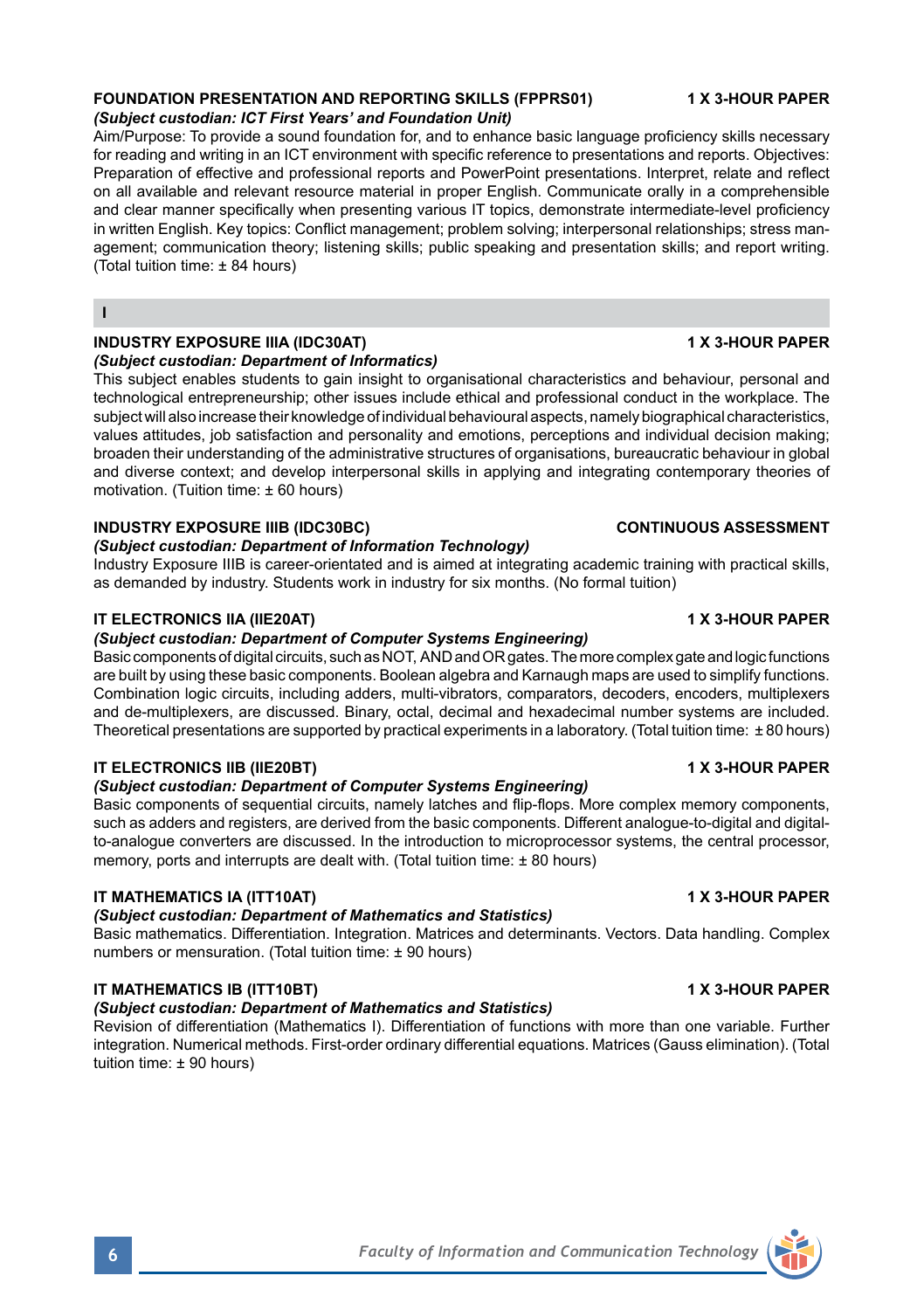### FOUNDATION PRESENTATION AND REPORTING SKILLS (FPPRS01) — 1 X 3-HOUR PAPER

*(Subject custodian: ICT First Years' and Foundation Unit)*

Aim/Purpose: To provide a sound foundation for, and to enhance basic language proficiency skills necessary for reading and writing in an ICT environment with specific reference to presentations and reports. Objectives: Preparation of effective and professional reports and PowerPoint presentations. Interpret, relate and reflect on all available and relevant resource material in proper English. Communicate orally in a comprehensible and clear manner specifically when presenting various IT topics, demonstrate intermediate-level proficiency in written English. Key topics: Conflict management; problem solving; interpersonal relationships; stress management; communication theory; listening skills; public speaking and presentation skills; and report writing. (Total tuition time: ± 84 hours)

## I

### INDUSTRY EXPOSURE IIIA (IDC30AT) — 1 X 3-HOUR PAPER

*(Subject custodian: Department of Informatics)*

This subject enables students to gain insight to organisational characteristics and behaviour, personal and technological entrepreneurship; other issues include ethical and professional conduct in the workplace. The subject will also increase their knowledge of individual behavioural aspects, namely biographical characteristics, values attitudes, job satisfaction and personality and emotions, perceptions and individual decision making; broaden their understanding of the administrative structures of organisations, bureaucratic behaviour in global and diverse context; and develop interpersonal skills in applying and integrating contemporary theories of motivation. (Tuition time: ± 60 hours)

### INDUSTRY EXPOSURE IIIB (IDC30BC) — CONTINUOUS ASSESSMENT

*(Subject custodian: Department of Information Technology)*

Industry Exposure IIIB is career-orientated and is aimed at integrating academic training with practical skills, as demanded by industry. Students work in industry for six months. (No formal tuition)

### IT ELECTRONICS IIA (IIE20AT) — 1 X 3-HOUR PAPER

*(Subject custodian: Department of Computer Systems Engineering)*

Basic components of digital circuits, such as NOT, AND and OR gates. The more complex gate and logic functions are built by using these basic components. Boolean algebra and Karnaugh maps are used to simplify functions. Combination logic circuits, including adders, multi-vibrators, comparators, decoders, encoders, multiplexers and de-multiplexers, are discussed. Binary, octal, decimal and hexadecimal number systems are included. Theoretical presentations are supported by practical experiments in a laboratory. (Total tuition time: ± 80 hours)

### IT ELECTRONICS IIB (IIE20BT) — 1 X 3-HOUR PAPER

*(Subject custodian: Department of Computer Systems Engineering)*

Basic components of sequential circuits, namely latches and flip-flops. More complex memory components, such as adders and registers, are derived from the basic components. Different analogue-to-digital and digital-to-analogue converters are discussed. In the introduction to microprocessor systems, the central processor, memory, ports and interrupts are dealt with. (Total tuition time: ± 80 hours)

### IT MATHEMATICS IA (ITT10AT) — 1 X 3-HOUR PAPER

*(Subject custodian: Department of Mathematics and Statistics)*

Basic mathematics. Differentiation. Integration. Matrices and determinants. Vectors. Data handling. Complex numbers or mensuration. (Total tuition time: ± 90 hours)

### IT MATHEMATICS IB (ITT10BT) — 1 X 3-HOUR PAPER

*(Subject custodian: Department of Mathematics and Statistics)*

Revision of differentiation (Mathematics I). Differentiation of functions with more than one variable. Further integration. Numerical methods. First-order ordinary differential equations. Matrices (Gauss elimination). (Total tuition time: ± 90 hours)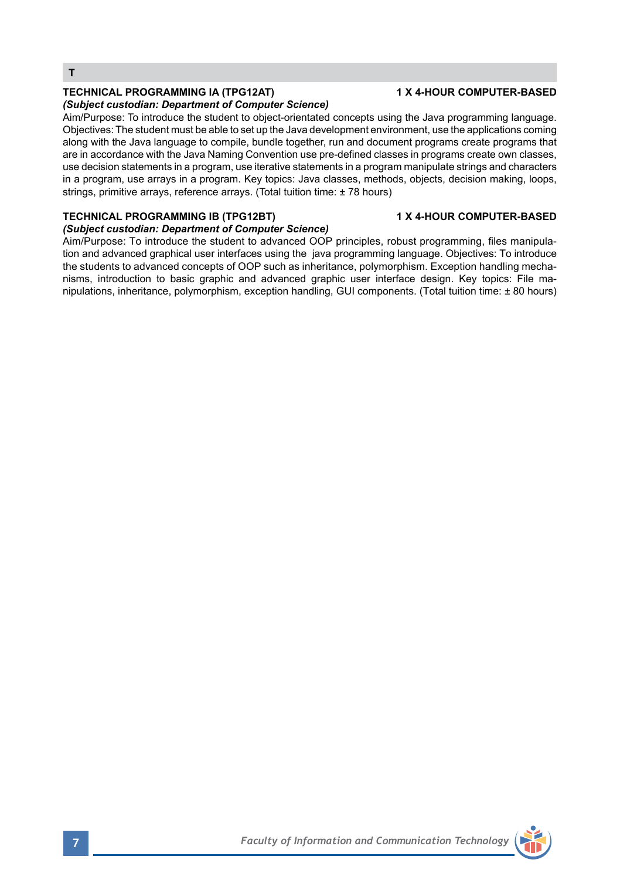## T

**TECHNICAL PROGRAMMING IA (TPG12AT)** **1 X 4-HOUR COMPUTER-BASED**
***(Subject custodian: Department of Computer Science)***

Aim/Purpose: To introduce the student to object-orientated concepts using the Java programming language. Objectives: The student must be able to set up the Java development environment, use the applications coming along with the Java language to compile, bundle together, run and document programs create programs that are in accordance with the Java Naming Convention use pre-defined classes in programs create own classes, use decision statements in a program, use iterative statements in a program manipulate strings and characters in a program, use arrays in a program. Key topics: Java classes, methods, objects, decision making, loops, strings, primitive arrays, reference arrays. (Total tuition time: ± 78 hours)

**TECHNICAL PROGRAMMING IB (TPG12BT)** **1 X 4-HOUR COMPUTER-BASED**
***(Subject custodian: Department of Computer Science)***

Aim/Purpose: To introduce the student to advanced OOP principles, robust programming, files manipulation and advanced graphical user interfaces using the java programming language. Objectives: To introduce the students to advanced concepts of OOP such as inheritance, polymorphism. Exception handling mechanisms, introduction to basic graphic and advanced graphic user interface design. Key topics: File manipulations, inheritance, polymorphism, exception handling, GUI components. (Total tuition time: ± 80 hours)